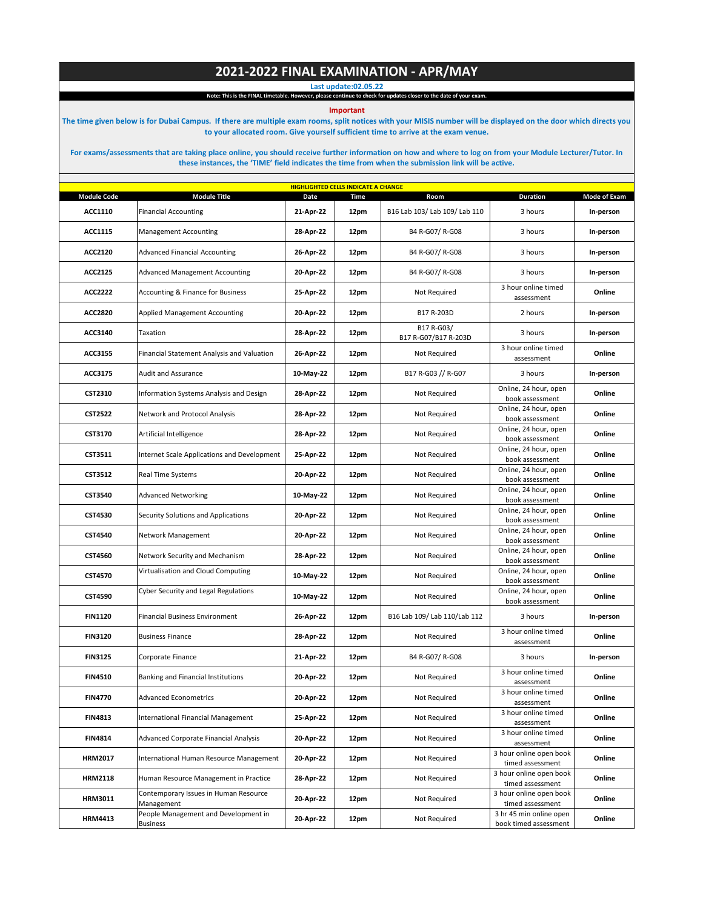# 2021-2022 FINAL EXAMINATION - APR/MAY

**Last update:02.05.22**

**Note: This is the FINAL timetable. However, please continue to check for updates closer to the date of your exam.**

**Important**

**The time given below is for Dubai Campus. If there are multiple exam rooms, split notices with your MISIS number will be displayed on the door which directs you to your allocated room. Give yourself sufficient time to arrive at the exam venue.**

**For exams/assessments that are taking place online, you should receive further information on how and where to log on from your Module Lecturer/Tutor. In these instances, the 'TIME' field indicates the time from when the submission link will be active.**

**HIGHLIGHTED CELLS INDICATE A CHANGE**

| Module Code | Module Title | Date | Time | Room | Duration | Mode of Exam |
|---|---|---|---|---|---|---|
| ACC1110 | Financial Accounting | 21-Apr-22 | 12pm | B16 Lab 103/ Lab 109/ Lab 110 | 3 hours | In-person |
| ACC1115 | Management Accounting | 28-Apr-22 | 12pm | B4 R-G07/ R-G08 | 3 hours | In-person |
| ACC2120 | Advanced Financial Accounting | 26-Apr-22 | 12pm | B4 R-G07/ R-G08 | 3 hours | In-person |
| ACC2125 | Advanced Management Accounting | 20-Apr-22 | 12pm | B4 R-G07/ R-G08 | 3 hours | In-person |
| ACC2222 | Accounting & Finance for Business | 25-Apr-22 | 12pm | Not Required | 3 hour online timed assessment | Online |
| ACC2820 | Applied Management Accounting | 20-Apr-22 | 12pm | B17 R-203D | 2 hours | In-person |
| ACC3140 | Taxation | 28-Apr-22 | 12pm | B17 R-G03/ B17 R-G07/B17 R-203D | 3 hours | In-person |
| ACC3155 | Financial Statement Analysis and Valuation | 26-Apr-22 | 12pm | Not Required | 3 hour online timed assessment | Online |
| ACC3175 | Audit and Assurance | 10-May-22 | 12pm | B17 R-G03 // R-G07 | 3 hours | In-person |
| CST2310 | Information Systems Analysis and Design | 28-Apr-22 | 12pm | Not Required | Online, 24 hour, open book assessment | Online |
| CST2522 | Network and Protocol Analysis | 28-Apr-22 | 12pm | Not Required | Online, 24 hour, open book assessment | Online |
| CST3170 | Artificial Intelligence | 28-Apr-22 | 12pm | Not Required | Online, 24 hour, open book assessment | Online |
| CST3511 | Internet Scale Applications and Development | 25-Apr-22 | 12pm | Not Required | Online, 24 hour, open book assessment | Online |
| CST3512 | Real Time Systems | 20-Apr-22 | 12pm | Not Required | Online, 24 hour, open book assessment | Online |
| CST3540 | Advanced Networking | 10-May-22 | 12pm | Not Required | Online, 24 hour, open book assessment | Online |
| CST4530 | Security Solutions and Applications | 20-Apr-22 | 12pm | Not Required | Online, 24 hour, open book assessment | Online |
| CST4540 | Network Management | 20-Apr-22 | 12pm | Not Required | Online, 24 hour, open book assessment | Online |
| CST4560 | Network Security and Mechanism | 28-Apr-22 | 12pm | Not Required | Online, 24 hour, open book assessment | Online |
| CST4570 | Virtualisation and Cloud Computing | 10-May-22 | 12pm | Not Required | Online, 24 hour, open book assessment | Online |
| CST4590 | Cyber Security and Legal Regulations | 10-May-22 | 12pm | Not Required | Online, 24 hour, open book assessment | Online |
| FIN1120 | Financial Business Environment | 26-Apr-22 | 12pm | B16 Lab 109/ Lab 110/Lab 112 | 3 hours | In-person |
| FIN3120 | Business Finance | 28-Apr-22 | 12pm | Not Required | 3 hour online timed assessment | Online |
| FIN3125 | Corporate Finance | 21-Apr-22 | 12pm | B4 R-G07/ R-G08 | 3 hours | In-person |
| FIN4510 | Banking and Financial Institutions | 20-Apr-22 | 12pm | Not Required | 3 hour online timed assessment | Online |
| FIN4770 | Advanced Econometrics | 20-Apr-22 | 12pm | Not Required | 3 hour online timed assessment | Online |
| FIN4813 | International Financial Management | 25-Apr-22 | 12pm | Not Required | 3 hour online timed assessment | Online |
| FIN4814 | Advanced Corporate Financial Analysis | 20-Apr-22 | 12pm | Not Required | 3 hour online timed assessment | Online |
| HRM2017 | International Human Resource Management | 20-Apr-22 | 12pm | Not Required | 3 hour online open book timed assessment | Online |
| HRM2118 | Human Resource Management in Practice | 28-Apr-22 | 12pm | Not Required | 3 hour online open book timed assessment | Online |
| HRM3011 | Contemporary Issues in Human Resource Management | 20-Apr-22 | 12pm | Not Required | 3 hour online open book timed assessment | Online |
| HRM4413 | People Management and Development in Business | 20-Apr-22 | 12pm | Not Required | 3 hr 45 min online open book timed assessment | Online |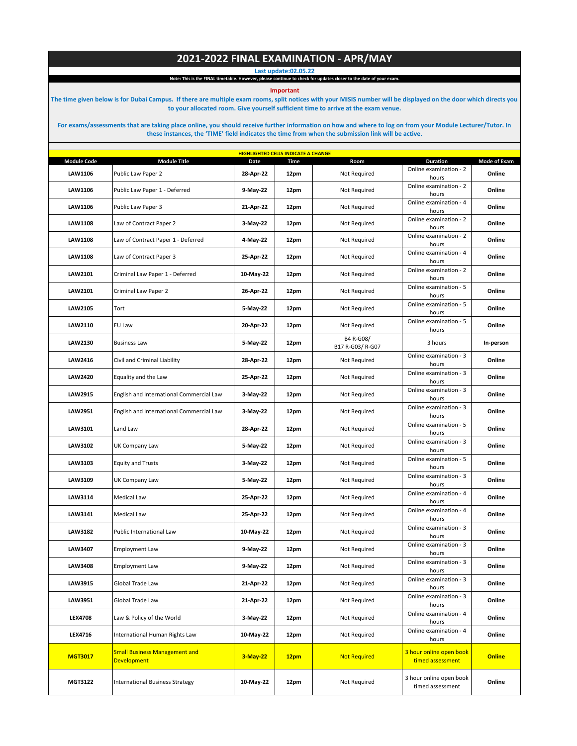# 2021-2022 FINAL EXAMINATION - APR/MAY

**Last update:02.05.22**

**Note: This is the FINAL timetable. However, please continue to check for updates closer to the date of your exam.**

**Important**

**The time given below is for Dubai Campus. If there are multiple exam rooms, split notices with your MISIS number will be displayed on the door which directs you to your allocated room. Give yourself sufficient time to arrive at the exam venue.**

**For exams/assessments that are taking place online, you should receive further information on how and where to log on from your Module Lecturer/Tutor. In these instances, the 'TIME' field indicates the time from when the submission link will be active.**

**HIGHLIGHTED CELLS INDICATE A CHANGE**

| Module Code | Module Title | Date | Time | Room | Duration | Mode of Exam |
|---|---|---|---|---|---|---|
| **LAW1106** | Public Law Paper 2 | **28-Apr-22** | **12pm** | Not Required | Online examination - 2 hours | **Online** |
| **LAW1106** | Public Law Paper 1 - Deferred | **9-May-22** | **12pm** | Not Required | Online examination - 2 hours | **Online** |
| **LAW1106** | Public Law Paper 3 | **21-Apr-22** | **12pm** | Not Required | Online examination - 4 hours | **Online** |
| **LAW1108** | Law of Contract Paper 2 | **3-May-22** | **12pm** | Not Required | Online examination - 2 hours | **Online** |
| **LAW1108** | Law of Contract Paper 1 - Deferred | **4-May-22** | **12pm** | Not Required | Online examination - 2 hours | **Online** |
| **LAW1108** | Law of Contract Paper 3 | **25-Apr-22** | **12pm** | Not Required | Online examination - 4 hours | **Online** |
| **LAW2101** | Criminal Law Paper 1 - Deferred | **10-May-22** | **12pm** | Not Required | Online examination - 2 hours | **Online** |
| **LAW2101** | Criminal Law Paper 2 | **26-Apr-22** | **12pm** | Not Required | Online examination - 5 hours | **Online** |
| **LAW2105** | Tort | **5-May-22** | **12pm** | Not Required | Online examination - 5 hours | **Online** |
| **LAW2110** | EU Law | **20-Apr-22** | **12pm** | Not Required | Online examination - 5 hours | **Online** |
| **LAW2130** | Business Law | **5-May-22** | **12pm** | B4 R-G08/ B17 R-G03/ R-G07 | 3 hours | **In-person** |
| **LAW2416** | Civil and Criminal Liability | **28-Apr-22** | **12pm** | Not Required | Online examination - 3 hours | **Online** |
| **LAW2420** | Equality and the Law | **25-Apr-22** | **12pm** | Not Required | Online examination - 3 hours | **Online** |
| **LAW2915** | English and International Commercial Law | **3-May-22** | **12pm** | Not Required | Online examination - 3 hours | **Online** |
| **LAW2951** | English and International Commercial Law | **3-May-22** | **12pm** | Not Required | Online examination - 3 hours | **Online** |
| **LAW3101** | Land Law | **28-Apr-22** | **12pm** | Not Required | Online examination - 5 hours | **Online** |
| **LAW3102** | UK Company Law | **5-May-22** | **12pm** | Not Required | Online examination - 3 hours | **Online** |
| **LAW3103** | Equity and Trusts | **3-May-22** | **12pm** | Not Required | Online examination - 5 hours | **Online** |
| **LAW3109** | UK Company Law | **5-May-22** | **12pm** | Not Required | Online examination - 3 hours | **Online** |
| **LAW3114** | Medical Law | **25-Apr-22** | **12pm** | Not Required | Online examination - 4 hours | **Online** |
| **LAW3141** | Medical Law | **25-Apr-22** | **12pm** | Not Required | Online examination - 4 hours | **Online** |
| **LAW3182** | Public International Law | **10-May-22** | **12pm** | Not Required | Online examination - 3 hours | **Online** |
| **LAW3407** | Employment Law | **9-May-22** | **12pm** | Not Required | Online examination - 3 hours | **Online** |
| **LAW3408** | Employment Law | **9-May-22** | **12pm** | Not Required | Online examination - 3 hours | **Online** |
| **LAW3915** | Global Trade Law | **21-Apr-22** | **12pm** | Not Required | Online examination - 3 hours | **Online** |
| **LAW3951** | Global Trade Law | **21-Apr-22** | **12pm** | Not Required | Online examination - 3 hours | **Online** |
| **LEX4708** | Law & Policy of the World | **3-May-22** | **12pm** | Not Required | Online examination - 4 hours | **Online** |
| **LEX4716** | International Human Rights Law | **10-May-22** | **12pm** | Not Required | Online examination - 4 hours | **Online** |
| **MGT3017** | Small Business Management and Development | **3-May-22** | **12pm** | Not Required | 3 hour online open book timed assessment | **Online** |
| **MGT3122** | International Business Strategy | **10-May-22** | **12pm** | Not Required | 3 hour online open book timed assessment | **Online** |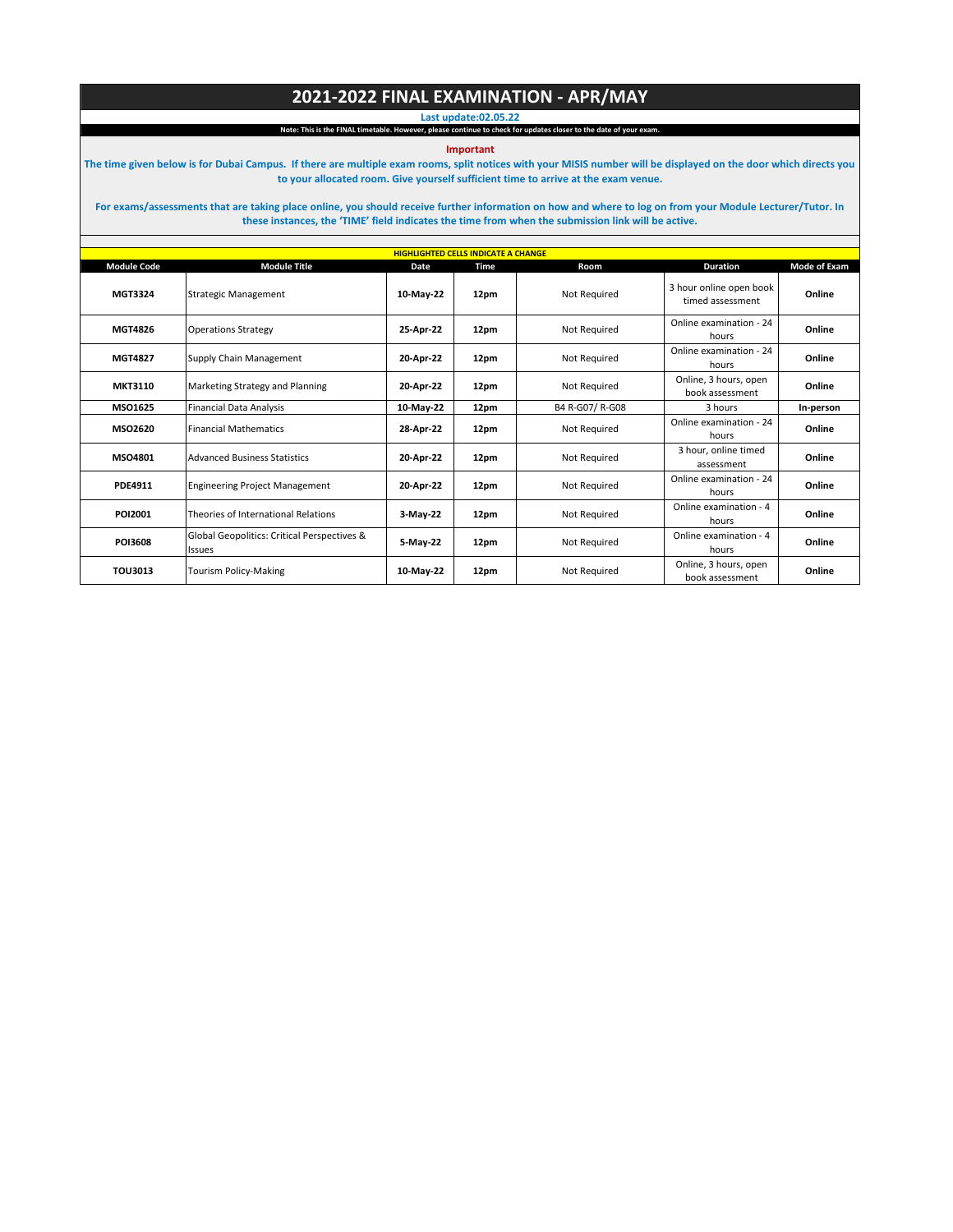# 2021-2022 FINAL EXAMINATION - APR/MAY

**Last update:02.05.22**

**Note: This is the FINAL timetable. However, please continue to check for updates closer to the date of your exam.**

**Important**

**The time given below is for Dubai Campus. If there are multiple exam rooms, split notices with your MISIS number will be displayed on the door which directs you to your allocated room. Give yourself sufficient time to arrive at the exam venue.**

**For exams/assessments that are taking place online, you should receive further information on how and where to log on from your Module Lecturer/Tutor. In these instances, the 'TIME' field indicates the time from when the submission link will be active.**

**HIGHLIGHTED CELLS INDICATE A CHANGE**

| Module Code | Module Title | Date | Time | Room | Duration | Mode of Exam |
|---|---|---|---|---|---|---|
| **MGT3324** | Strategic Management | **10-May-22** | **12pm** | Not Required | 3 hour online open book timed assessment | **Online** |
| **MGT4826** | Operations Strategy | **25-Apr-22** | **12pm** | Not Required | Online examination - 24 hours | **Online** |
| **MGT4827** | Supply Chain Management | **20-Apr-22** | **12pm** | Not Required | Online examination - 24 hours | **Online** |
| **MKT3110** | Marketing Strategy and Planning | **20-Apr-22** | **12pm** | Not Required | Online, 3 hours, open book assessment | **Online** |
| **MSO1625** | Financial Data Analysis | **10-May-22** | **12pm** | B4 R-G07/ R-G08 | 3 hours | **In-person** |
| **MSO2620** | Financial Mathematics | **28-Apr-22** | **12pm** | Not Required | Online examination - 24 hours | **Online** |
| **MSO4801** | Advanced Business Statistics | **20-Apr-22** | **12pm** | Not Required | 3 hour, online timed assessment | **Online** |
| **PDE4911** | Engineering Project Management | **20-Apr-22** | **12pm** | Not Required | Online examination - 24 hours | **Online** |
| **POI2001** | Theories of International Relations | **3-May-22** | **12pm** | Not Required | Online examination - 4 hours | **Online** |
| **POI3608** | Global Geopolitics: Critical Perspectives & Issues | **5-May-22** | **12pm** | Not Required | Online examination - 4 hours | **Online** |
| **TOU3013** | Tourism Policy-Making | **10-May-22** | **12pm** | Not Required | Online, 3 hours, open book assessment | **Online** |